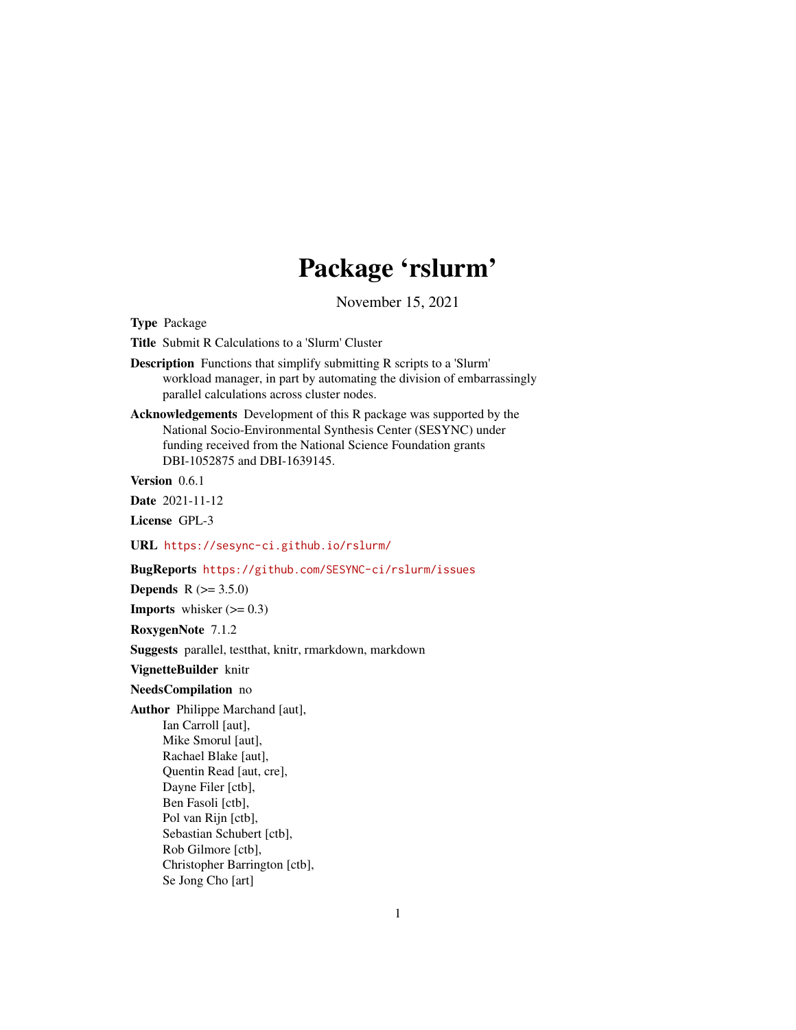# Package 'rslurm'

November 15, 2021

**Type** Package

**Title** Submit R Calculations to a 'Slurm' Cluster

**Description** Functions that simplify submitting R scripts to a 'Slurm' workload manager, in part by automating the division of embarrassingly parallel calculations across cluster nodes.

**Acknowledgements** Development of this R package was supported by the National Socio-Environmental Synthesis Center (SESYNC) under funding received from the National Science Foundation grants DBI-1052875 and DBI-1639145.

**Version** 0.6.1

**Date** 2021-11-12

**License** GPL-3

**URL** https://sesync-ci.github.io/rslurm/

**BugReports** https://github.com/SESYNC-ci/rslurm/issues

**Depends** R (>= 3.5.0)

**Imports** whisker (>= 0.3)

**RoxygenNote** 7.1.2

**Suggests** parallel, testthat, knitr, rmarkdown, markdown

**VignetteBuilder** knitr

**NeedsCompilation** no

**Author** Philippe Marchand [aut],
Ian Carroll [aut],
Mike Smorul [aut],
Rachael Blake [aut],
Quentin Read [aut, cre],
Dayne Filer [ctb],
Ben Fasoli [ctb],
Pol van Rijn [ctb],
Sebastian Schubert [ctb],
Rob Gilmore [ctb],
Christopher Barrington [ctb],
Se Jong Cho [art]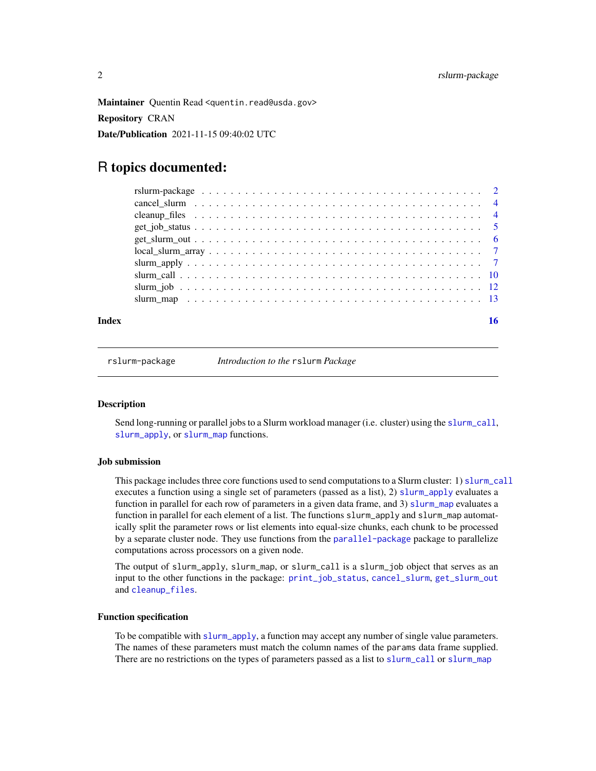**Maintainer** Quentin Read <quentin.read@usda.gov>

**Repository** CRAN

**Date/Publication** 2021-11-15 09:40:02 UTC

# R topics documented:

- rslurm-package . . . . . . . . . . . . . . . . . . . . . . . . . . . . . . . . . . . . 2
- cancel_slurm . . . . . . . . . . . . . . . . . . . . . . . . . . . . . . . . . . . . 4
- cleanup_files . . . . . . . . . . . . . . . . . . . . . . . . . . . . . . . . . . . . 4
- get_job_status . . . . . . . . . . . . . . . . . . . . . . . . . . . . . . . . . . . 5
- get_slurm_out . . . . . . . . . . . . . . . . . . . . . . . . . . . . . . . . . . . 6
- local_slurm_array . . . . . . . . . . . . . . . . . . . . . . . . . . . . . . . . . 7
- slurm_apply . . . . . . . . . . . . . . . . . . . . . . . . . . . . . . . . . . . . 7
- slurm_call . . . . . . . . . . . . . . . . . . . . . . . . . . . . . . . . . . . . 10
- slurm_job . . . . . . . . . . . . . . . . . . . . . . . . . . . . . . . . . . . . 12
- slurm_map . . . . . . . . . . . . . . . . . . . . . . . . . . . . . . . . . . . . 13

**Index** **16**

---

`rslurm-package` *Introduction to the* `rslurm` *Package*

---

### Description

Send long-running or parallel jobs to a Slurm workload manager (i.e. cluster) using the `slurm_call`, `slurm_apply`, or `slurm_map` functions.

### Job submission

This package includes three core functions used to send computations to a Slurm cluster: 1) `slurm_call` executes a function using a single set of parameters (passed as a list), 2) `slurm_apply` evaluates a function in parallel for each row of parameters in a given data frame, and 3) `slurm_map` evaluates a function in parallel for each element of a list. The functions `slurm_apply` and `slurm_map` automatically split the parameter rows or list elements into equal-size chunks, each chunk to be processed by a separate cluster node. They use functions from the `parallel-package` package to parallelize computations across processors on a given node.

The output of `slurm_apply`, `slurm_map`, or `slurm_call` is a `slurm_job` object that serves as an input to the other functions in the package: `print_job_status`, `cancel_slurm`, `get_slurm_out` and `cleanup_files`.

### Function specification

To be compatible with `slurm_apply`, a function may accept any number of single value parameters. The names of these parameters must match the column names of the `params` data frame supplied. There are no restrictions on the types of parameters passed as a list to `slurm_call` or `slurm_map`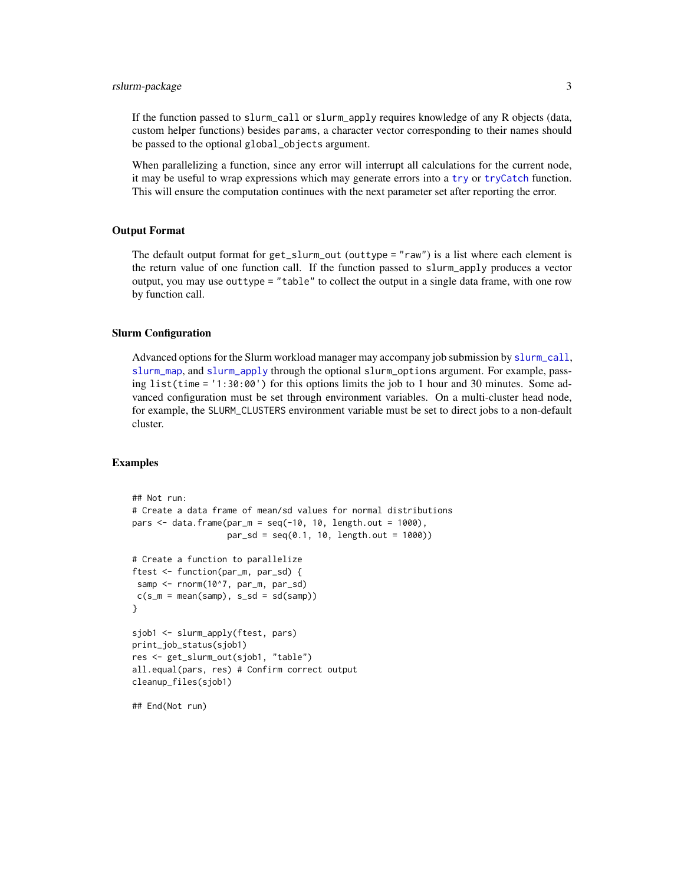If the function passed to `slurm_call` or `slurm_apply` requires knowledge of any R objects (data, custom helper functions) besides `params`, a character vector corresponding to their names should be passed to the optional `global_objects` argument.

When parallelizing a function, since any error will interrupt all calculations for the current node, it may be useful to wrap expressions which may generate errors into a `try` or `tryCatch` function. This will ensure the computation continues with the next parameter set after reporting the error.

## Output Format

The default output format for `get_slurm_out` (`outtype = "raw"`) is a list where each element is the return value of one function call. If the function passed to `slurm_apply` produces a vector output, you may use `outtype = "table"` to collect the output in a single data frame, with one row by function call.

## Slurm Configuration

Advanced options for the Slurm workload manager may accompany job submission by `slurm_call`, `slurm_map`, and `slurm_apply` through the optional `slurm_options` argument. For example, passing `list(time = '1:30:00')` for this options limits the job to 1 hour and 30 minutes. Some advanced configuration must be set through environment variables. On a multi-cluster head node, for example, the `SLURM_CLUSTERS` environment variable must be set to direct jobs to a non-default cluster.

## Examples

```
## Not run:
# Create a data frame of mean/sd values for normal distributions
pars <- data.frame(par_m = seq(-10, 10, length.out = 1000),
                   par_sd = seq(0.1, 10, length.out = 1000))

# Create a function to parallelize
ftest <- function(par_m, par_sd) {
 samp <- rnorm(10^7, par_m, par_sd)
 c(s_m = mean(samp), s_sd = sd(samp))
}

sjob1 <- slurm_apply(ftest, pars)
print_job_status(sjob1)
res <- get_slurm_out(sjob1, "table")
all.equal(pars, res) # Confirm correct output
cleanup_files(sjob1)

## End(Not run)
```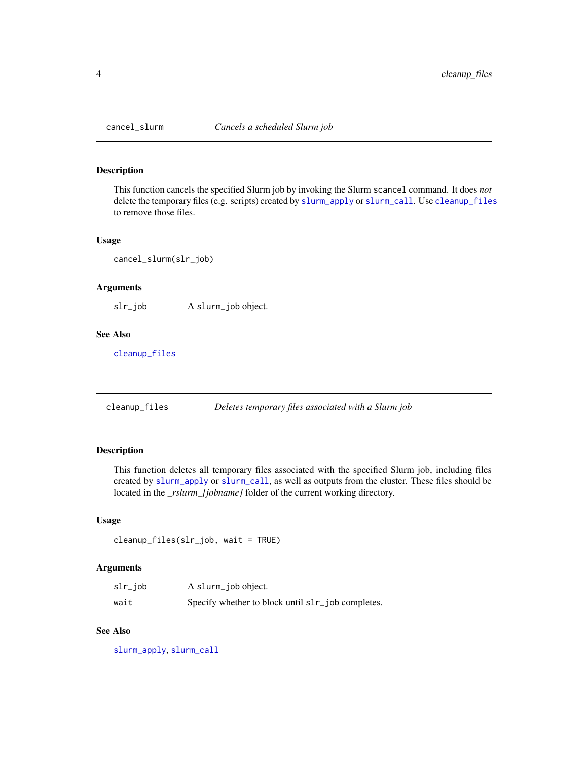## `cancel_slurm` *Cancels a scheduled Slurm job*

### Description

This function cancels the specified Slurm job by invoking the Slurm `scancel` command. It does *not* delete the temporary files (e.g. scripts) created by `slurm_apply` or `slurm_call`. Use `cleanup_files` to remove those files.

### Usage

```
cancel_slurm(slr_job)
```

### Arguments

| | |
|---|---|
| `slr_job` | A `slurm_job` object. |

### See Also

`cleanup_files`

## `cleanup_files` *Deletes temporary files associated with a Slurm job*

### Description

This function deletes all temporary files associated with the specified Slurm job, including files created by `slurm_apply` or `slurm_call`, as well as outputs from the cluster. These files should be located in the *_rslurm_[jobname]* folder of the current working directory.

### Usage

```
cleanup_files(slr_job, wait = TRUE)
```

### Arguments

| | |
|---|---|
| `slr_job` | A `slurm_job` object. |
| `wait` | Specify whether to block until `slr_job` completes. |

### See Also

`slurm_apply`, `slurm_call`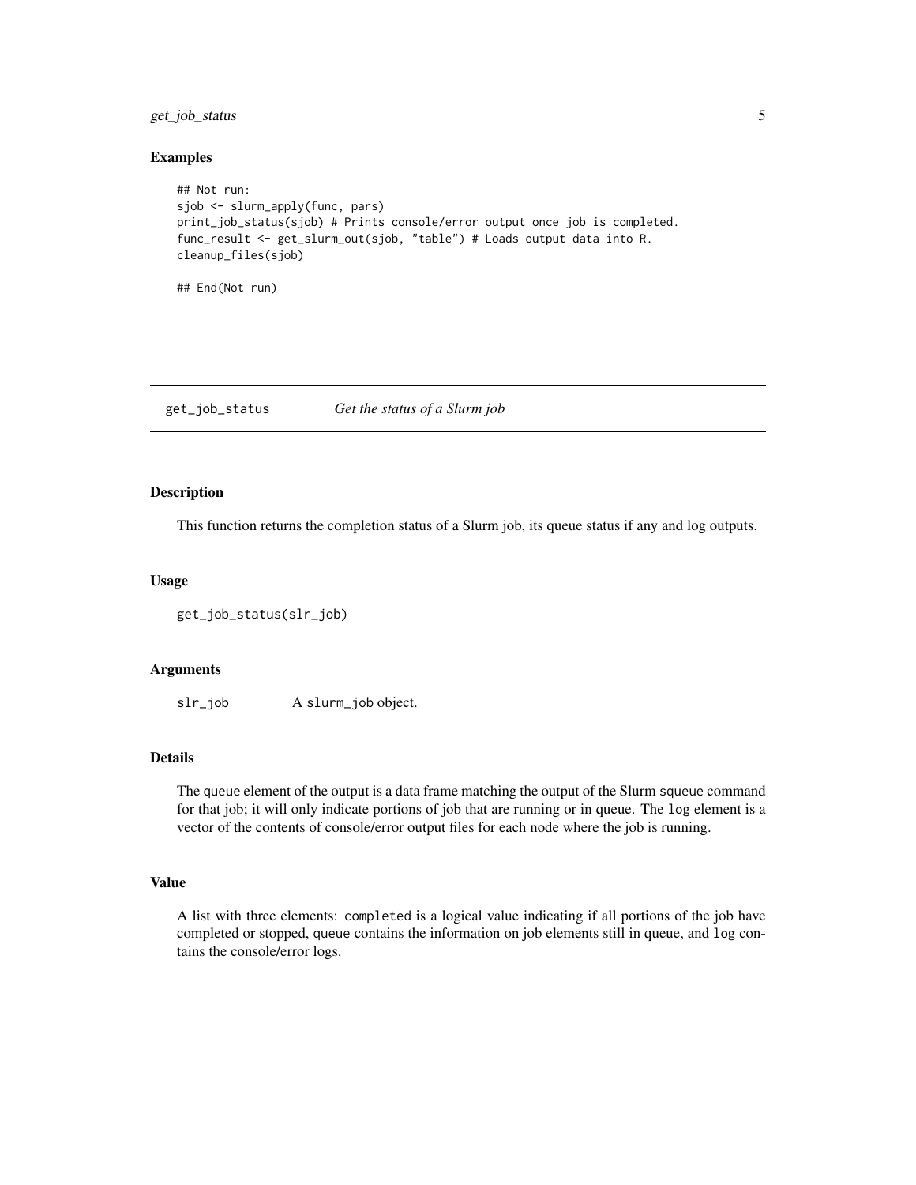## Examples

```
## Not run:
sjob <- slurm_apply(func, pars)
print_job_status(sjob) # Prints console/error output once job is completed.
func_result <- get_slurm_out(sjob, "table") # Loads output data into R.
cleanup_files(sjob)

## End(Not run)
```

---

# get_job_status    *Get the status of a Slurm job*

---

## Description

This function returns the completion status of a Slurm job, its queue status if any and log outputs.

## Usage

```
get_job_status(slr_job)
```

## Arguments

`slr_job` A `slurm_job` object.

## Details

The `queue` element of the output is a data frame matching the output of the Slurm `squeue` command for that job; it will only indicate portions of job that are running or in queue. The `log` element is a vector of the contents of console/error output files for each node where the job is running.

## Value

A list with three elements: `completed` is a logical value indicating if all portions of the job have completed or stopped, `queue` contains the information on job elements still in queue, and `log` contains the console/error logs.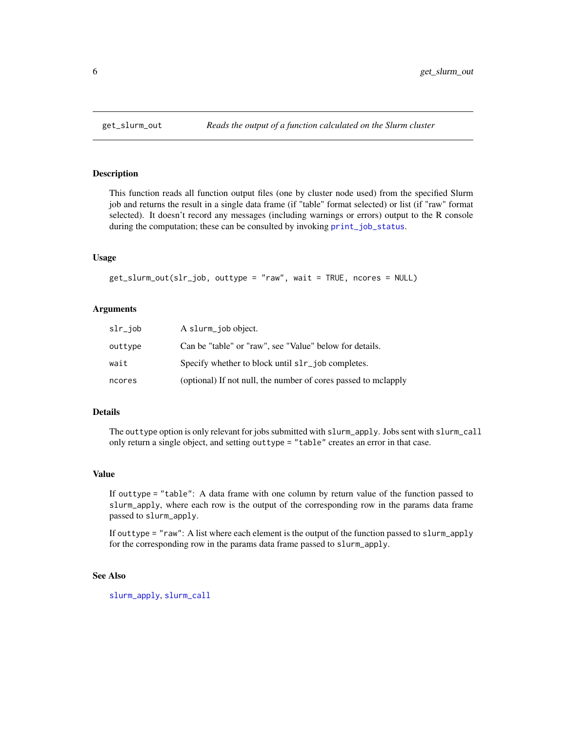## get_slurm_out — *Reads the output of a function calculated on the Slurm cluster*

### Description

This function reads all function output files (one by cluster node used) from the specified Slurm job and returns the result in a single data frame (if "table" format selected) or list (if "raw" format selected). It doesn't record any messages (including warnings or errors) output to the R console during the computation; these can be consulted by invoking `print_job_status`.

### Usage

```
get_slurm_out(slr_job, outtype = "raw", wait = TRUE, ncores = NULL)
```

### Arguments

| | |
|---|---|
| `slr_job` | A `slurm_job` object. |
| `outtype` | Can be "table" or "raw", see "Value" below for details. |
| `wait` | Specify whether to block until `slr_job` completes. |
| `ncores` | (optional) If not null, the number of cores passed to mclapply |

### Details

The `outtype` option is only relevant for jobs submitted with `slurm_apply`. Jobs sent with `slurm_call` only return a single object, and setting `outtype = "table"` creates an error in that case.

### Value

If `outtype = "table"`: A data frame with one column by return value of the function passed to `slurm_apply`, where each row is the output of the corresponding row in the params data frame passed to `slurm_apply`.

If `outtype = "raw"`: A list where each element is the output of the function passed to `slurm_apply` for the corresponding row in the params data frame passed to `slurm_apply`.

### See Also

`slurm_apply`, `slurm_call`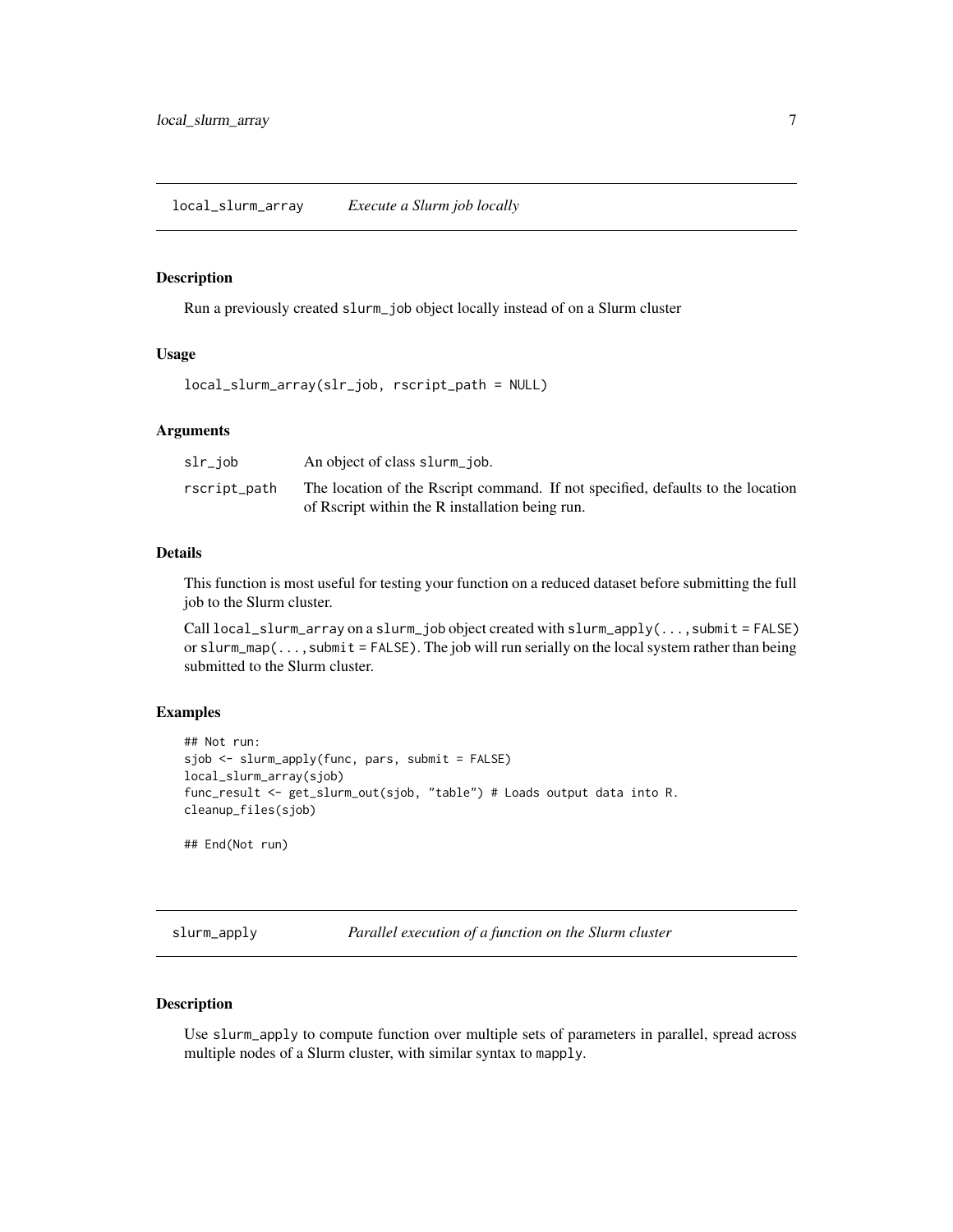## local_slurm_array — *Execute a Slurm job locally*

### Description

Run a previously created `slurm_job` object locally instead of on a Slurm cluster

### Usage

```
local_slurm_array(slr_job, rscript_path = NULL)
```

### Arguments

| | |
|---|---|
| `slr_job` | An object of class `slurm_job`. |
| `rscript_path` | The location of the Rscript command. If not specified, defaults to the location of Rscript within the R installation being run. |

### Details

This function is most useful for testing your function on a reduced dataset before submitting the full job to the Slurm cluster.

Call `local_slurm_array` on a `slurm_job` object created with `slurm_apply(..., submit = FALSE)` or `slurm_map(..., submit = FALSE)`. The job will run serially on the local system rather than being submitted to the Slurm cluster.

### Examples

```
## Not run:
sjob <- slurm_apply(func, pars, submit = FALSE)
local_slurm_array(sjob)
func_result <- get_slurm_out(sjob, "table") # Loads output data into R.
cleanup_files(sjob)

## End(Not run)
```

## slurm_apply — *Parallel execution of a function on the Slurm cluster*

### Description

Use `slurm_apply` to compute function over multiple sets of parameters in parallel, spread across multiple nodes of a Slurm cluster, with similar syntax to `mapply`.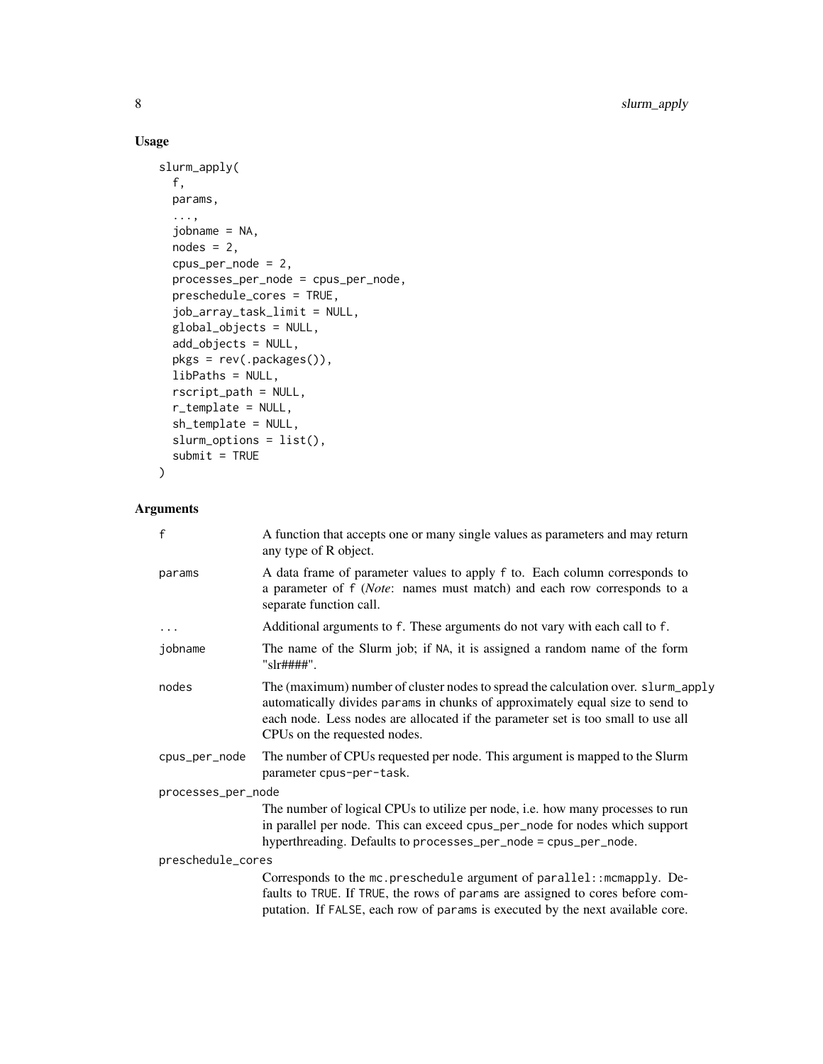## Usage

```
slurm_apply(
  f,
  params,
  ...,
  jobname = NA,
  nodes = 2,
  cpus_per_node = 2,
  processes_per_node = cpus_per_node,
  preschedule_cores = TRUE,
  job_array_task_limit = NULL,
  global_objects = NULL,
  add_objects = NULL,
  pkgs = rev(.packages()),
  libPaths = NULL,
  rscript_path = NULL,
  r_template = NULL,
  sh_template = NULL,
  slurm_options = list(),
  submit = TRUE
)
```

## Arguments

| Argument | Description |
|---|---|
| `f` | A function that accepts one or many single values as parameters and may return any type of R object. |
| `params` | A data frame of parameter values to apply `f` to. Each column corresponds to a parameter of `f` (*Note*: names must match) and each row corresponds to a separate function call. |
| `...` | Additional arguments to `f`. These arguments do not vary with each call to `f`. |
| `jobname` | The name of the Slurm job; if `NA`, it is assigned a random name of the form "slr####". |
| `nodes` | The (maximum) number of cluster nodes to spread the calculation over. `slurm_apply` automatically divides `params` in chunks of approximately equal size to send to each node. Less nodes are allocated if the parameter set is too small to use all CPUs on the requested nodes. |
| `cpus_per_node` | The number of CPUs requested per node. This argument is mapped to the Slurm parameter `cpus-per-task`. |
| `processes_per_node` | The number of logical CPUs to utilize per node, i.e. how many processes to run in parallel per node. This can exceed `cpus_per_node` for nodes which support hyperthreading. Defaults to `processes_per_node = cpus_per_node`. |
| `preschedule_cores` | Corresponds to the `mc.preschedule` argument of `parallel::mcmapply`. Defaults to `TRUE`. If `TRUE`, the rows of `params` are assigned to cores before computation. If `FALSE`, each row of `params` is executed by the next available core. |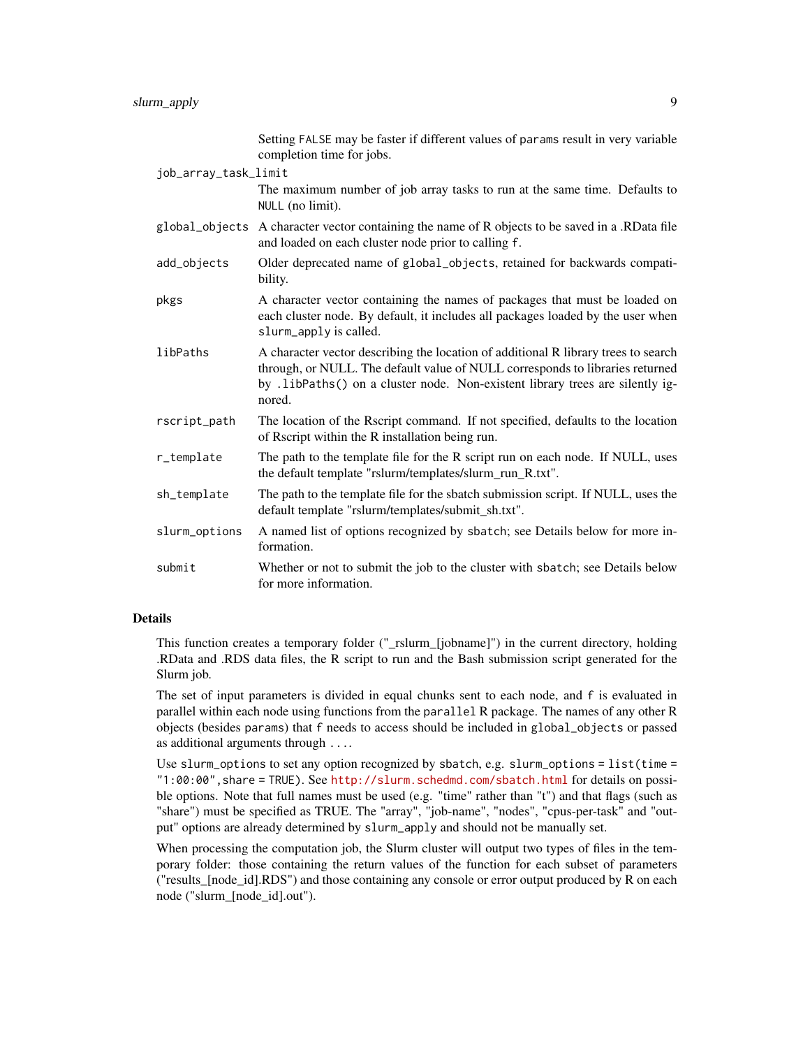Setting `FALSE` may be faster if different values of `params` result in very variable completion time for jobs.

`job_array_task_limit`
: The maximum number of job array tasks to run at the same time. Defaults to `NULL` (no limit).

`global_objects`
: A character vector containing the name of R objects to be saved in a .RData file and loaded on each cluster node prior to calling `f`.

`add_objects`
: Older deprecated name of `global_objects`, retained for backwards compatibility.

`pkgs`
: A character vector containing the names of packages that must be loaded on each cluster node. By default, it includes all packages loaded by the user when `slurm_apply` is called.

`libPaths`
: A character vector describing the location of additional R library trees to search through, or NULL. The default value of NULL corresponds to libraries returned by `.libPaths()` on a cluster node. Non-existent library trees are silently ignored.

`rscript_path`
: The location of the Rscript command. If not specified, defaults to the location of Rscript within the R installation being run.

`r_template`
: The path to the template file for the R script run on each node. If NULL, uses the default template "rslurm/templates/slurm_run_R.txt".

`sh_template`
: The path to the template file for the sbatch submission script. If NULL, uses the default template "rslurm/templates/submit_sh.txt".

`slurm_options`
: A named list of options recognized by `sbatch`; see Details below for more information.

`submit`
: Whether or not to submit the job to the cluster with `sbatch`; see Details below for more information.

## Details

This function creates a temporary folder ("_rslurm_[jobname]") in the current directory, holding .RData and .RDS data files, the R script to run and the Bash submission script generated for the Slurm job.

The set of input parameters is divided in equal chunks sent to each node, and `f` is evaluated in parallel within each node using functions from the `parallel` R package. The names of any other R objects (besides `params`) that `f` needs to access should be included in `global_objects` or passed as additional arguments through `...`.

Use `slurm_options` to set any option recognized by `sbatch`, e.g. `slurm_options = list(time = "1:00:00", share = TRUE)`. See http://slurm.schedmd.com/sbatch.html for details on possible options. Note that full names must be used (e.g. "time" rather than "t") and that flags (such as "share") must be specified as TRUE. The "array", "job-name", "nodes", "cpus-per-task" and "output" options are already determined by `slurm_apply` and should not be manually set.

When processing the computation job, the Slurm cluster will output two types of files in the temporary folder: those containing the return values of the function for each subset of parameters ("results_[node_id].RDS") and those containing any console or error output produced by R on each node ("slurm_[node_id].out").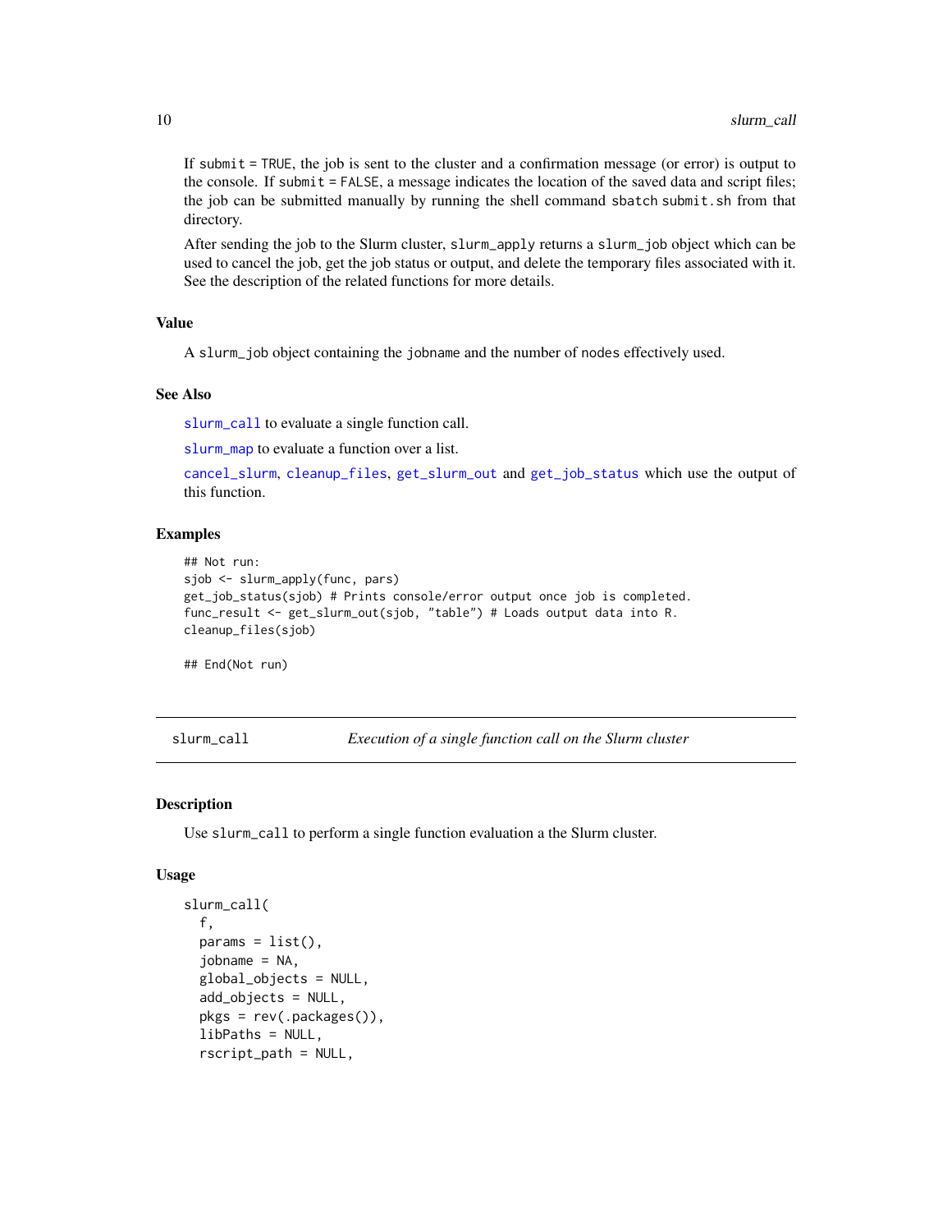If `submit = TRUE`, the job is sent to the cluster and a confirmation message (or error) is output to the console. If `submit = FALSE`, a message indicates the location of the saved data and script files; the job can be submitted manually by running the shell command `sbatch submit.sh` from that directory.

After sending the job to the Slurm cluster, `slurm_apply` returns a `slurm_job` object which can be used to cancel the job, get the job status or output, and delete the temporary files associated with it. See the description of the related functions for more details.

### Value

A `slurm_job` object containing the `jobname` and the number of `nodes` effectively used.

### See Also

`slurm_call` to evaluate a single function call.

`slurm_map` to evaluate a function over a list.

`cancel_slurm`, `cleanup_files`, `get_slurm_out` and `get_job_status` which use the output of this function.

### Examples

```
## Not run:
sjob <- slurm_apply(func, pars)
get_job_status(sjob) # Prints console/error output once job is completed.
func_result <- get_slurm_out(sjob, "table") # Loads output data into R.
cleanup_files(sjob)

## End(Not run)
```

---

## slurm_call — *Execution of a single function call on the Slurm cluster*

### Description

Use `slurm_call` to perform a single function evaluation a the Slurm cluster.

### Usage

```
slurm_call(
  f,
  params = list(),
  jobname = NA,
  global_objects = NULL,
  add_objects = NULL,
  pkgs = rev(.packages()),
  libPaths = NULL,
  rscript_path = NULL,
```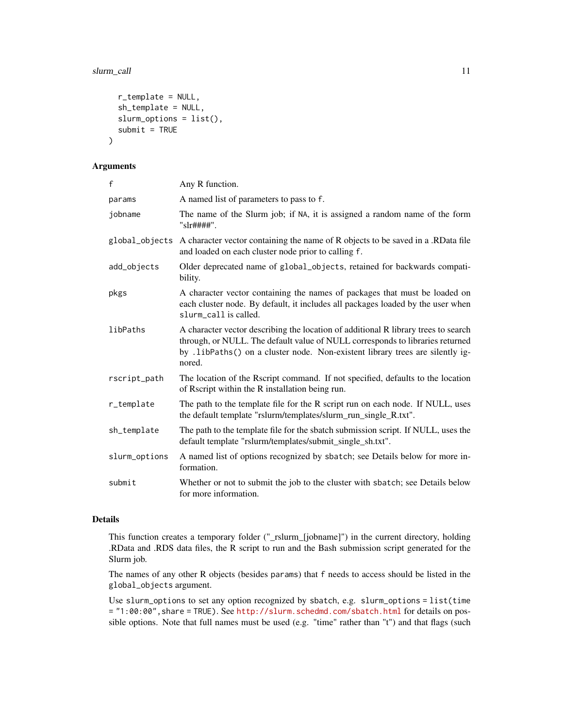```
  r_template = NULL,
  sh_template = NULL,
  slurm_options = list(),
  submit = TRUE
)
```

## Arguments

| | |
|---|---|
| f | Any R function. |
| params | A named list of parameters to pass to `f`. |
| jobname | The name of the Slurm job; if `NA`, it is assigned a random name of the form "slr####". |
| global_objects | A character vector containing the name of R objects to be saved in a .RData file and loaded on each cluster node prior to calling `f`. |
| add_objects | Older deprecated name of `global_objects`, retained for backwards compatibility. |
| pkgs | A character vector containing the names of packages that must be loaded on each cluster node. By default, it includes all packages loaded by the user when `slurm_call` is called. |
| libPaths | A character vector describing the location of additional R library trees to search through, or NULL. The default value of NULL corresponds to libraries returned by `.libPaths()` on a cluster node. Non-existent library trees are silently ignored. |
| rscript_path | The location of the Rscript command. If not specified, defaults to the location of Rscript within the R installation being run. |
| r_template | The path to the template file for the R script run on each node. If NULL, uses the default template "rslurm/templates/slurm_run_single_R.txt". |
| sh_template | The path to the template file for the sbatch submission script. If NULL, uses the default template "rslurm/templates/submit_single_sh.txt". |
| slurm_options | A named list of options recognized by `sbatch`; see Details below for more information. |
| submit | Whether or not to submit the job to the cluster with `sbatch`; see Details below for more information. |

## Details

This function creates a temporary folder ("_rslurm_[jobname]") in the current directory, holding .RData and .RDS data files, the R script to run and the Bash submission script generated for the Slurm job.

The names of any other R objects (besides `params`) that `f` needs to access should be listed in the `global_objects` argument.

Use `slurm_options` to set any option recognized by `sbatch`, e.g. `slurm_options = list(time = "1:00:00", share = TRUE)`. See http://slurm.schedmd.com/sbatch.html for details on possible options. Note that full names must be used (e.g. "time" rather than "t") and that flags (such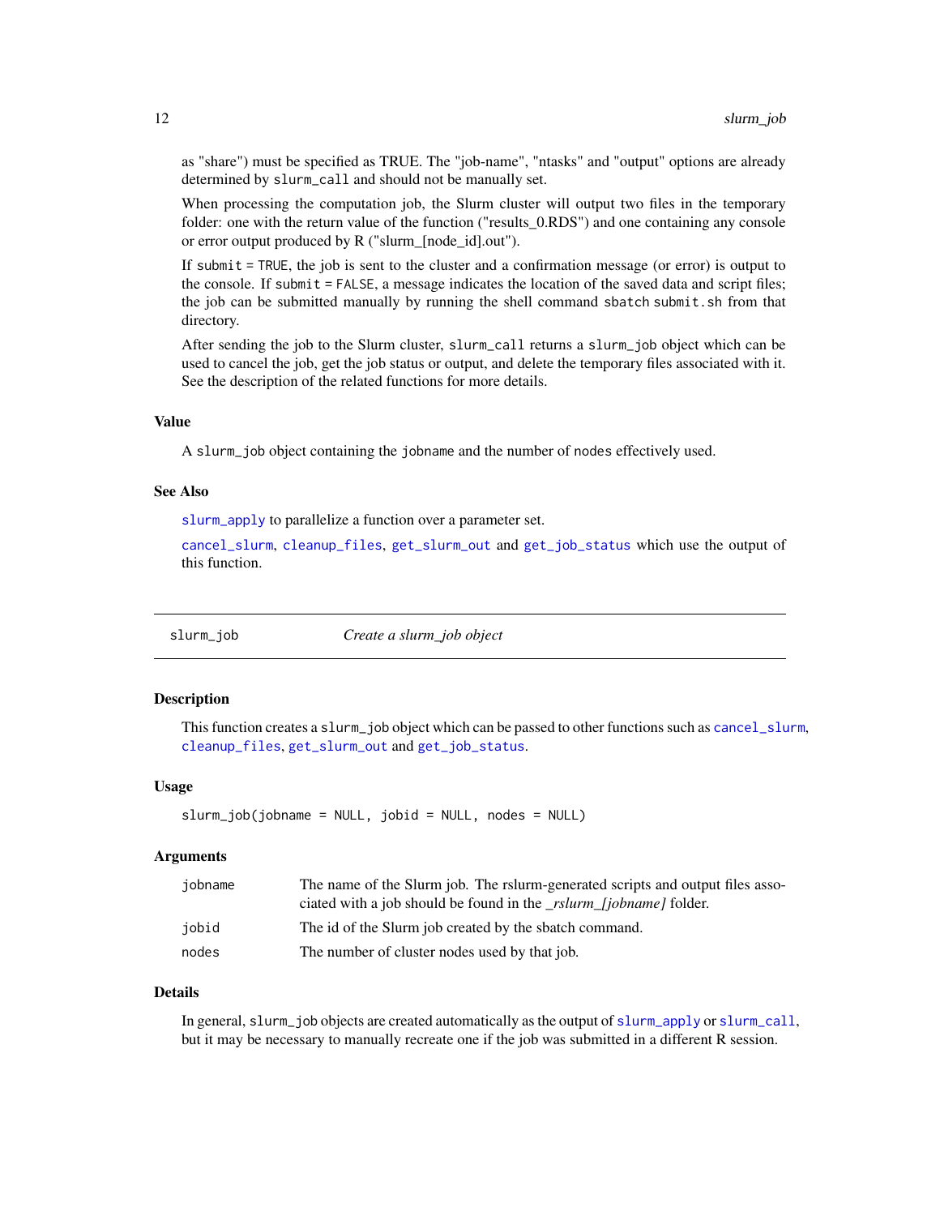as "share") must be specified as TRUE. The "job-name", "ntasks" and "output" options are already determined by `slurm_call` and should not be manually set.

When processing the computation job, the Slurm cluster will output two files in the temporary folder: one with the return value of the function ("results_0.RDS") and one containing any console or error output produced by R ("slurm_[node_id].out").

If `submit = TRUE`, the job is sent to the cluster and a confirmation message (or error) is output to the console. If `submit = FALSE`, a message indicates the location of the saved data and script files; the job can be submitted manually by running the shell command `sbatch submit.sh` from that directory.

After sending the job to the Slurm cluster, `slurm_call` returns a `slurm_job` object which can be used to cancel the job, get the job status or output, and delete the temporary files associated with it. See the description of the related functions for more details.

### Value

A `slurm_job` object containing the `jobname` and the number of `nodes` effectively used.

### See Also

`slurm_apply` to parallelize a function over a parameter set.

`cancel_slurm`, `cleanup_files`, `get_slurm_out` and `get_job_status` which use the output of this function.

---

## slurm_job — *Create a slurm_job object*

### Description

This function creates a `slurm_job` object which can be passed to other functions such as `cancel_slurm`, `cleanup_files`, `get_slurm_out` and `get_job_status`.

### Usage

```
slurm_job(jobname = NULL, jobid = NULL, nodes = NULL)
```

### Arguments

| | |
|---|---|
| `jobname` | The name of the Slurm job. The rslurm-generated scripts and output files associated with a job should be found in the *_rslurm_[jobname]* folder. |
| `jobid` | The id of the Slurm job created by the sbatch command. |
| `nodes` | The number of cluster nodes used by that job. |

### Details

In general, `slurm_job` objects are created automatically as the output of `slurm_apply` or `slurm_call`, but it may be necessary to manually recreate one if the job was submitted in a different R session.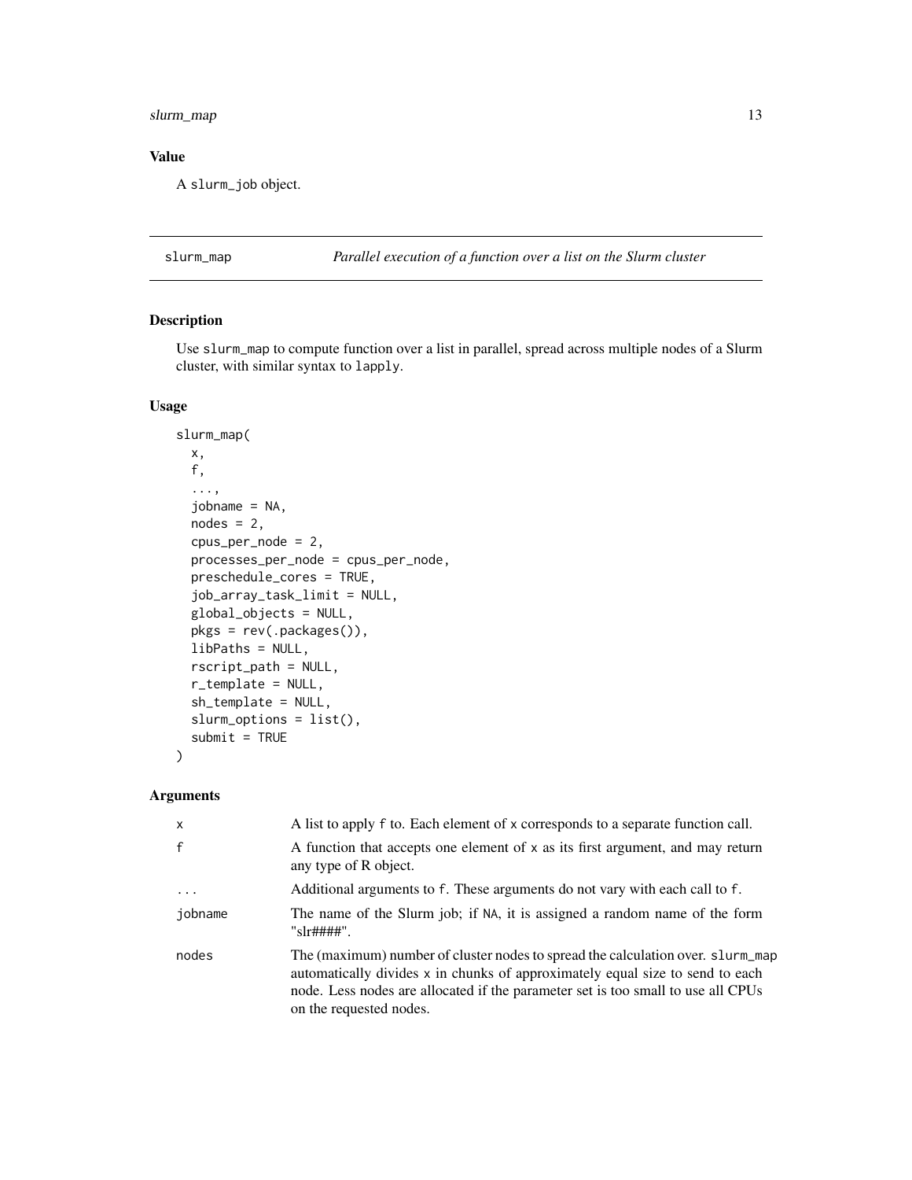## Value

A `slurm_job` object.

---

## slurm_map — *Parallel execution of a function over a list on the Slurm cluster*

---

### Description

Use `slurm_map` to compute function over a list in parallel, spread across multiple nodes of a Slurm cluster, with similar syntax to `lapply`.

### Usage

```
slurm_map(
  x,
  f,
  ...,
  jobname = NA,
  nodes = 2,
  cpus_per_node = 2,
  processes_per_node = cpus_per_node,
  preschedule_cores = TRUE,
  job_array_task_limit = NULL,
  global_objects = NULL,
  pkgs = rev(.packages()),
  libPaths = NULL,
  rscript_path = NULL,
  r_template = NULL,
  sh_template = NULL,
  slurm_options = list(),
  submit = TRUE
)
```

### Arguments

| | |
|---|---|
| `x` | A list to apply `f` to. Each element of `x` corresponds to a separate function call. |
| `f` | A function that accepts one element of `x` as its first argument, and may return any type of R object. |
| `...` | Additional arguments to `f`. These arguments do not vary with each call to `f`. |
| `jobname` | The name of the Slurm job; if `NA`, it is assigned a random name of the form "slr####". |
| `nodes` | The (maximum) number of cluster nodes to spread the calculation over. `slurm_map` automatically divides `x` in chunks of approximately equal size to send to each node. Less nodes are allocated if the parameter set is too small to use all CPUs on the requested nodes. |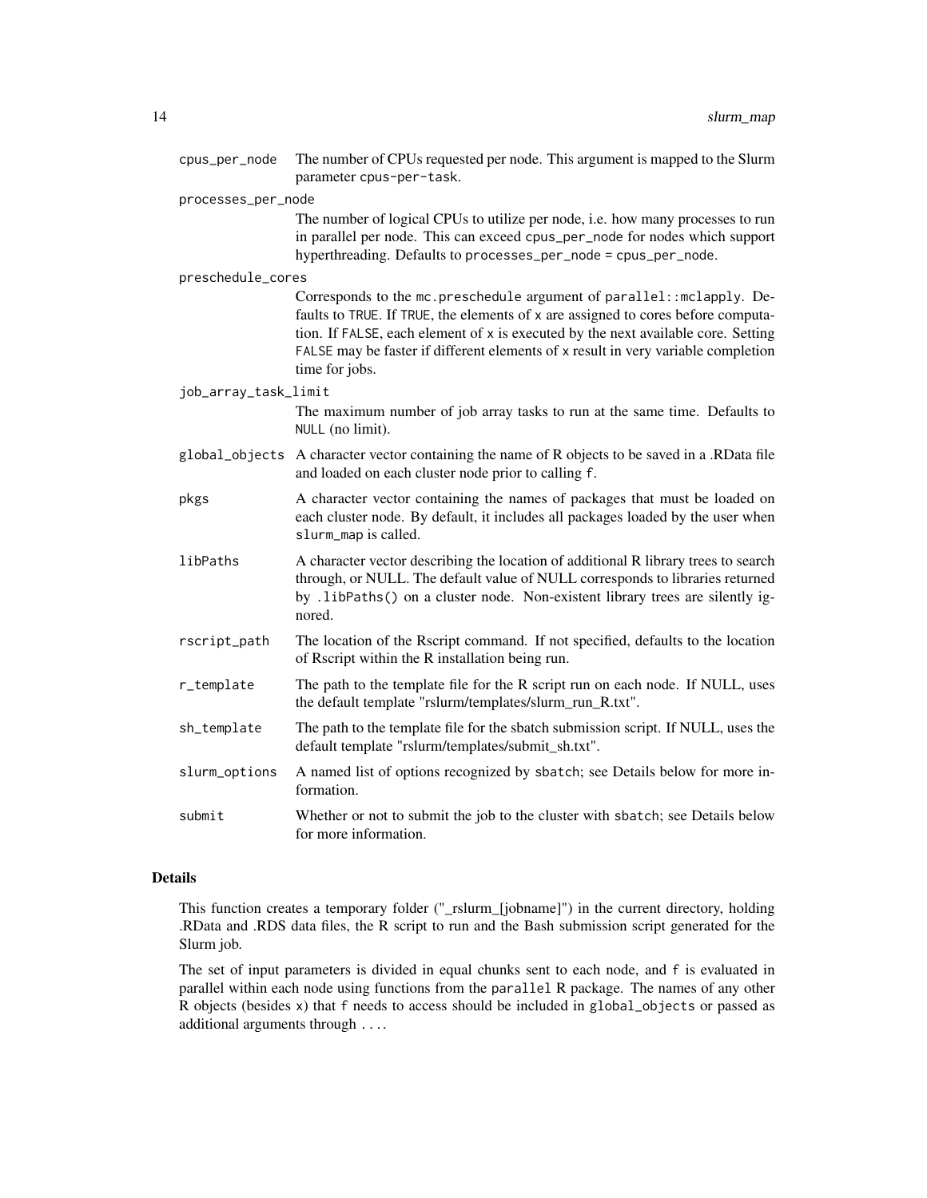| | |
|---|---|
| cpus_per_node | The number of CPUs requested per node. This argument is mapped to the Slurm parameter cpus-per-task. |
| processes_per_node | The number of logical CPUs to utilize per node, i.e. how many processes to run in parallel per node. This can exceed cpus_per_node for nodes which support hyperthreading. Defaults to processes_per_node = cpus_per_node. |
| preschedule_cores | Corresponds to the mc.preschedule argument of parallel::mclapply. Defaults to TRUE. If TRUE, the elements of x are assigned to cores before computation. If FALSE, each element of x is executed by the next available core. Setting FALSE may be faster if different elements of x result in very variable completion time for jobs. |
| job_array_task_limit | The maximum number of job array tasks to run at the same time. Defaults to NULL (no limit). |
| global_objects | A character vector containing the name of R objects to be saved in a .RData file and loaded on each cluster node prior to calling f. |
| pkgs | A character vector containing the names of packages that must be loaded on each cluster node. By default, it includes all packages loaded by the user when slurm_map is called. |
| libPaths | A character vector describing the location of additional R library trees to search through, or NULL. The default value of NULL corresponds to libraries returned by .libPaths() on a cluster node. Non-existent library trees are silently ignored. |
| rscript_path | The location of the Rscript command. If not specified, defaults to the location of Rscript within the R installation being run. |
| r_template | The path to the template file for the R script run on each node. If NULL, uses the default template "rslurm/templates/slurm_run_R.txt". |
| sh_template | The path to the template file for the sbatch submission script. If NULL, uses the default template "rslurm/templates/submit_sh.txt". |
| slurm_options | A named list of options recognized by sbatch; see Details below for more information. |
| submit | Whether or not to submit the job to the cluster with sbatch; see Details below for more information. |

## Details

This function creates a temporary folder ("_rslurm_[jobname]") in the current directory, holding .RData and .RDS data files, the R script to run and the Bash submission script generated for the Slurm job.

The set of input parameters is divided in equal chunks sent to each node, and f is evaluated in parallel within each node using functions from the parallel R package. The names of any other R objects (besides x) that f needs to access should be included in global_objects or passed as additional arguments through ....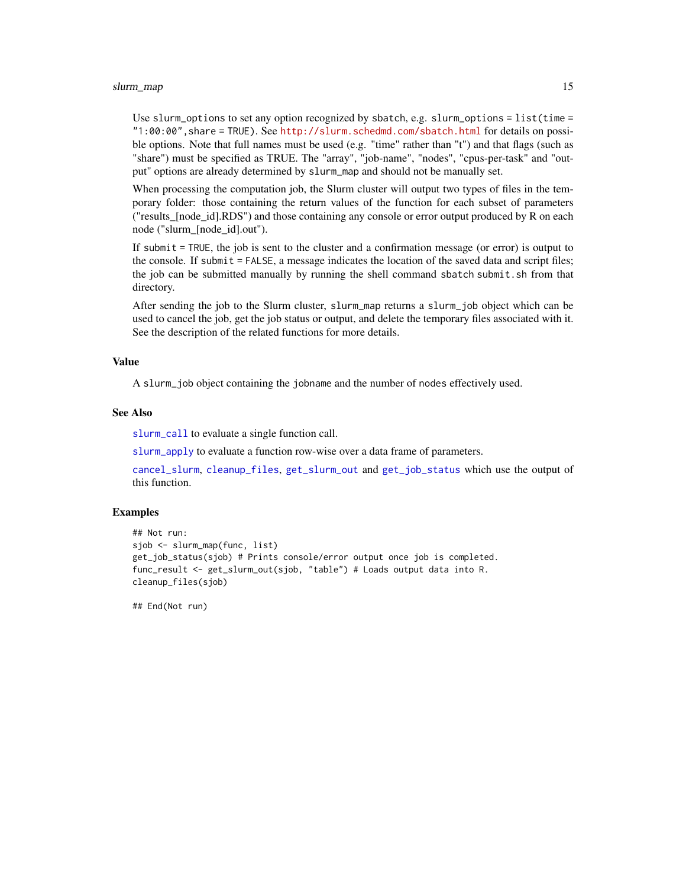Use `slurm_options` to set any option recognized by `sbatch`, e.g. `slurm_options = list(time = "1:00:00", share = TRUE)`. See http://slurm.schedmd.com/sbatch.html for details on possible options. Note that full names must be used (e.g. "time" rather than "t") and that flags (such as "share") must be specified as TRUE. The "array", "job-name", "nodes", "cpus-per-task" and "output" options are already determined by `slurm_map` and should not be manually set.

When processing the computation job, the Slurm cluster will output two types of files in the temporary folder: those containing the return values of the function for each subset of parameters ("results_[node_id].RDS") and those containing any console or error output produced by R on each node ("slurm_[node_id].out").

If `submit = TRUE`, the job is sent to the cluster and a confirmation message (or error) is output to the console. If `submit = FALSE`, a message indicates the location of the saved data and script files; the job can be submitted manually by running the shell command `sbatch submit.sh` from that directory.

After sending the job to the Slurm cluster, `slurm_map` returns a `slurm_job` object which can be used to cancel the job, get the job status or output, and delete the temporary files associated with it. See the description of the related functions for more details.

## Value

A `slurm_job` object containing the `jobname` and the number of `nodes` effectively used.

## See Also

`slurm_call` to evaluate a single function call.

`slurm_apply` to evaluate a function row-wise over a data frame of parameters.

`cancel_slurm`, `cleanup_files`, `get_slurm_out` and `get_job_status` which use the output of this function.

## Examples

```
## Not run:
sjob <- slurm_map(func, list)
get_job_status(sjob) # Prints console/error output once job is completed.
func_result <- get_slurm_out(sjob, "table") # Loads output data into R.
cleanup_files(sjob)

## End(Not run)
```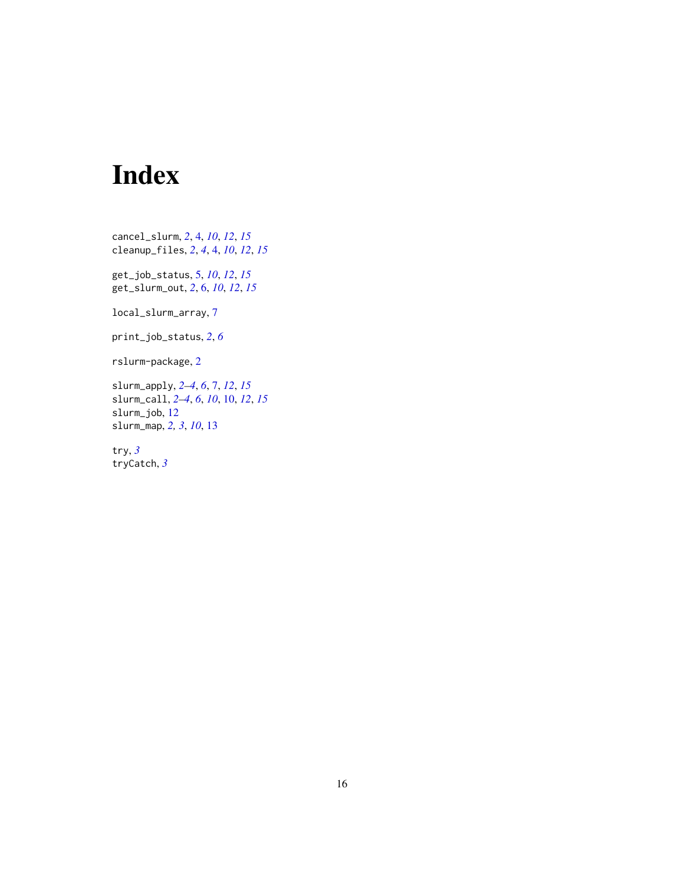# Index

cancel_slurm, *2*, 4, *10*, *12*, *15*
cleanup_files, *2*, *4*, 4, *10*, *12*, *15*

get_job_status, 5, *10*, *12*, *15*
get_slurm_out, *2*, 6, *10*, *12*, *15*

local_slurm_array, 7

print_job_status, *2*, *6*

rslurm-package, 2

slurm_apply, *2–4*, *6*, 7, *12*, *15*
slurm_call, *2–4*, *6*, *10*, 10, *12*, *15*
slurm_job, 12
slurm_map, *2, 3*, *10*, 13

try, *3*
tryCatch, *3*